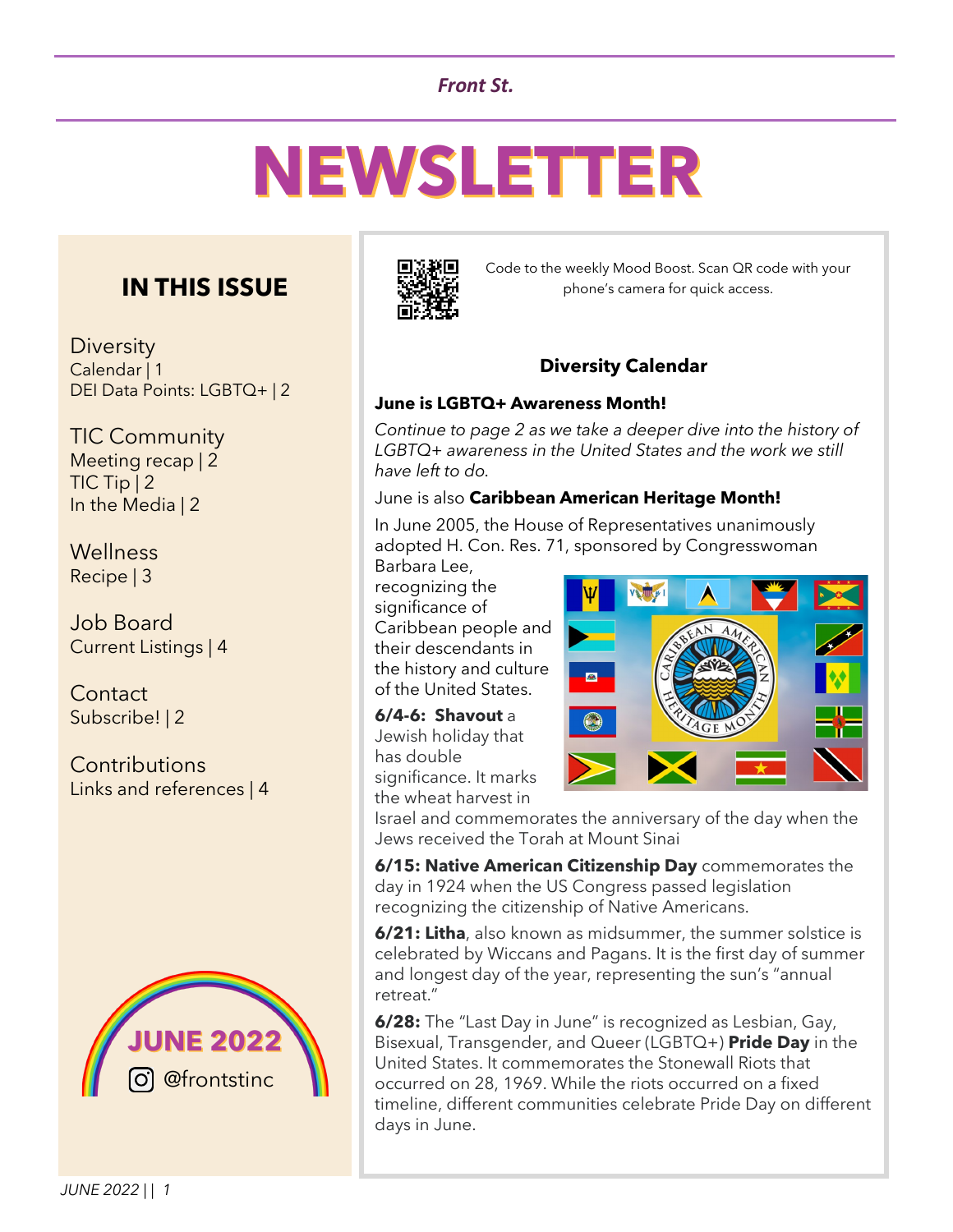*Front St.*

# NEWSLETTER

## IN THIS ISSUE

Diversity
Calendar | 1
DEI Data Points: LGBTQ+ | 2

TIC Community
Meeting recap | 2
TIC Tip | 2
In the Media | 2

Wellness
Recipe | 3

Job Board
Current Listings | 4

Contact
Subscribe! | 2

Contributions
Links and references | 4

JUNE 2022

@frontstinc

*Code to the weekly Mood Boost. Scan QR code with your phone's camera for quick access.*

### Diversity Calendar

**June is LGBTQ+ Awareness Month!**

*Continue to page 2 as we take a deeper dive into the history of LGBTQ+ awareness in the United States and the work we still have left to do.*

June is also **Caribbean American Heritage Month!**

In June 2005, the House of Representatives unanimously adopted H. Con. Res. 71, sponsored by Congresswoman Barbara Lee, recognizing the significance of Caribbean people and their descendants in the history and culture of the United States.

**6/4-6: Shavout** a Jewish holiday that has double significance. It marks the wheat harvest in Israel and commemorates the anniversary of the day when the Jews received the Torah at Mount Sinai

**6/15: Native American Citizenship Day** commemorates the day in 1924 when the US Congress passed legislation recognizing the citizenship of Native Americans.

**6/21: Litha**, also known as midsummer, the summer solstice is celebrated by Wiccans and Pagans. It is the first day of summer and longest day of the year, representing the sun's "annual retreat."

**6/28:** The "Last Day in June" is recognized as Lesbian, Gay, Bisexual, Transgender, and Queer (LGBTQ+) **Pride Day** in the United States. It commemorates the Stonewall Riots that occurred on 28, 1969. While the riots occurred on a fixed timeline, different communities celebrate Pride Day on different days in June.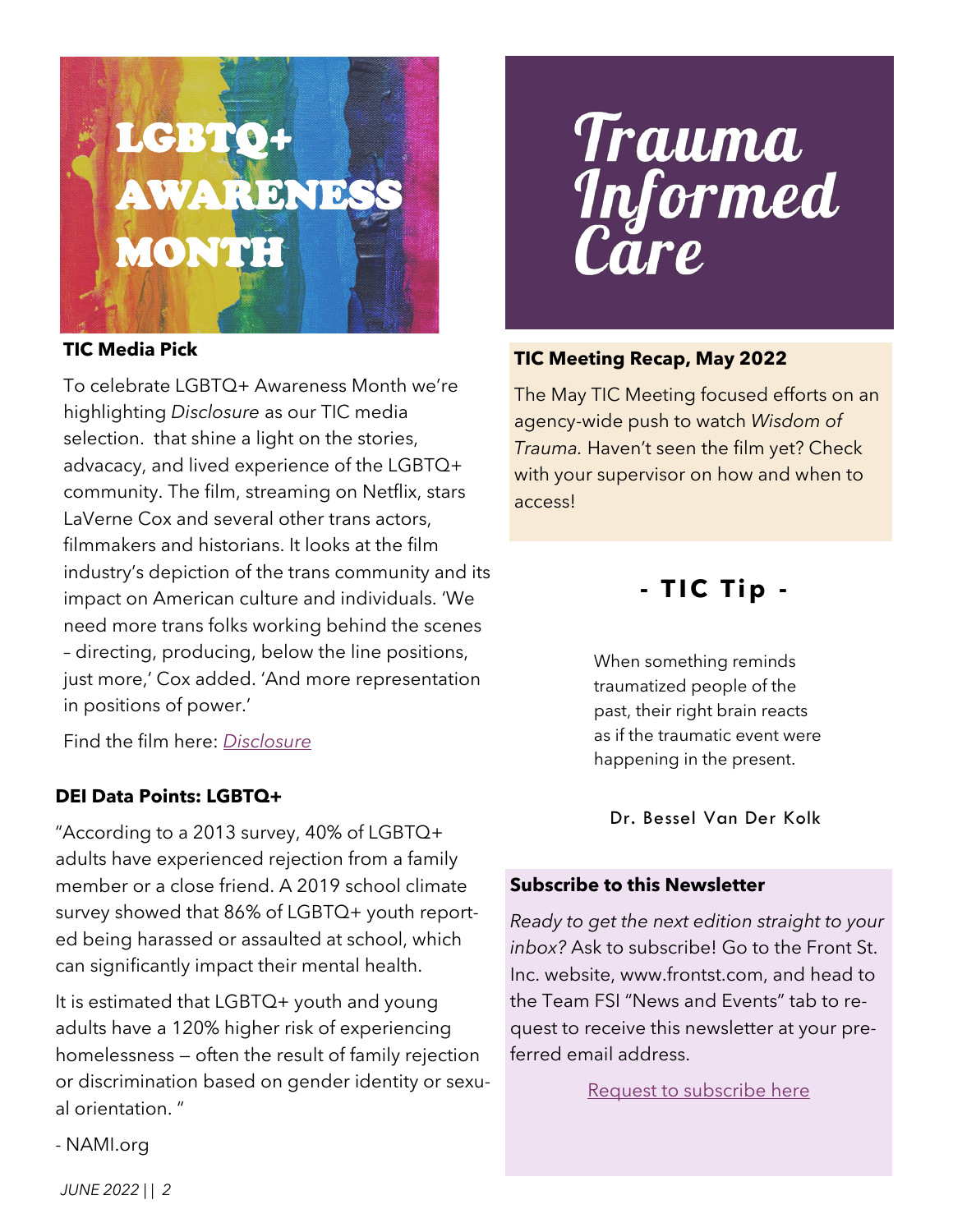# LGBTQ+ AWARENESS MONTH

**TIC Media Pick**

To celebrate LGBTQ+ Awareness Month we're highlighting *Disclosure* as our TIC media selection. that shine a light on the stories, advacacy, and lived experience of the LGBTQ+ community. The film, streaming on Netflix, stars LaVerne Cox and several other trans actors, filmmakers and historians. It looks at the film industry's depiction of the trans community and its impact on American culture and individuals. 'We need more trans folks working behind the scenes – directing, producing, below the line positions, just more,' Cox added. 'And more representation in positions of power.'

Find the film here: *Disclosure*

**DEI Data Points: LGBTQ+**

"According to a 2013 survey, 40% of LGBTQ+ adults have experienced rejection from a family member or a close friend. A 2019 school climate survey showed that 86% of LGBTQ+ youth reported being harassed or assaulted at school, which can significantly impact their mental health.

It is estimated that LGBTQ+ youth and young adults have a 120% higher risk of experiencing homelessness — often the result of family rejection or discrimination based on gender identity or sexual orientation. "

- NAMI.org

# Trauma Informed Care

**TIC Meeting Recap, May 2022**

The May TIC Meeting focused efforts on an agency-wide push to watch *Wisdom of Trauma*. Haven't seen the film yet? Check with your supervisor on how and when to access!

## - TIC Tip -

When something reminds traumatized people of the past, their right brain reacts as if the traumatic event were happening in the present.

Dr. Bessel Van Der Kolk

**Subscribe to this Newsletter**

*Ready to get the next edition straight to your inbox?* Ask to subscribe! Go to the Front St. Inc. website, www.frontst.com, and head to the Team FSI "News and Events" tab to request to receive this newsletter at your preferred email address.

Request to subscribe here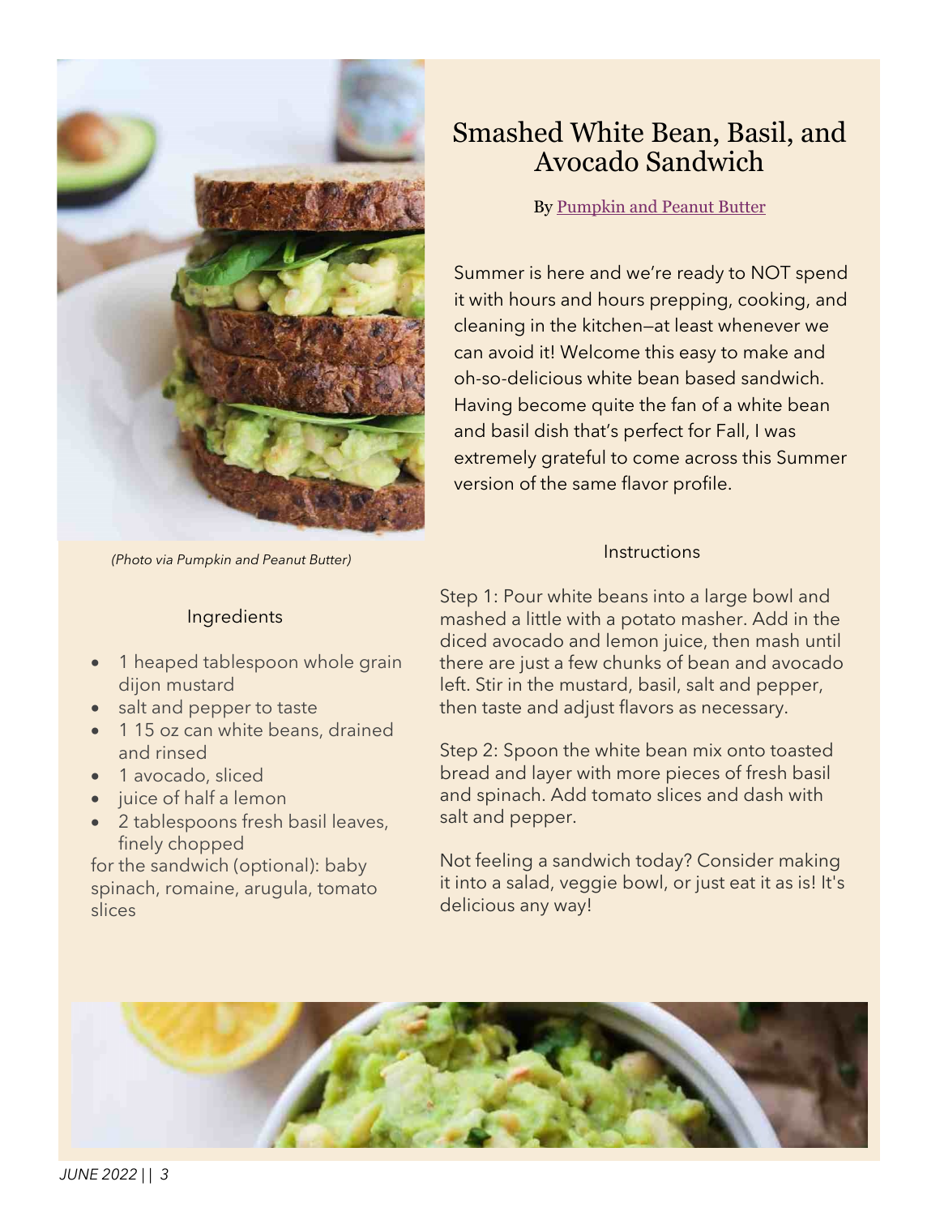# Smashed White Bean, Basil, and Avocado Sandwich

By Pumpkin and Peanut Butter

Summer is here and we're ready to NOT spend it with hours and hours prepping, cooking, and cleaning in the kitchen—at least whenever we can avoid it! Welcome this easy to make and oh-so-delicious white bean based sandwich. Having become quite the fan of a white bean and basil dish that's perfect for Fall, I was extremely grateful to come across this Summer version of the same flavor profile.

*(Photo via Pumpkin and Peanut Butter)*

## Ingredients

- 1 heaped tablespoon whole grain dijon mustard
- salt and pepper to taste
- 1 15 oz can white beans, drained and rinsed
- 1 avocado, sliced
- juice of half a lemon
- 2 tablespoons fresh basil leaves, finely chopped

for the sandwich (optional): baby spinach, romaine, arugula, tomato slices

## Instructions

Step 1: Pour white beans into a large bowl and mashed a little with a potato masher. Add in the diced avocado and lemon juice, then mash until there are just a few chunks of bean and avocado left. Stir in the mustard, basil, salt and pepper, then taste and adjust flavors as necessary.

Step 2: Spoon the white bean mix onto toasted bread and layer with more pieces of fresh basil and spinach. Add tomato slices and dash with salt and pepper.

Not feeling a sandwich today? Consider making it into a salad, veggie bowl, or just eat it as is! It's delicious any way!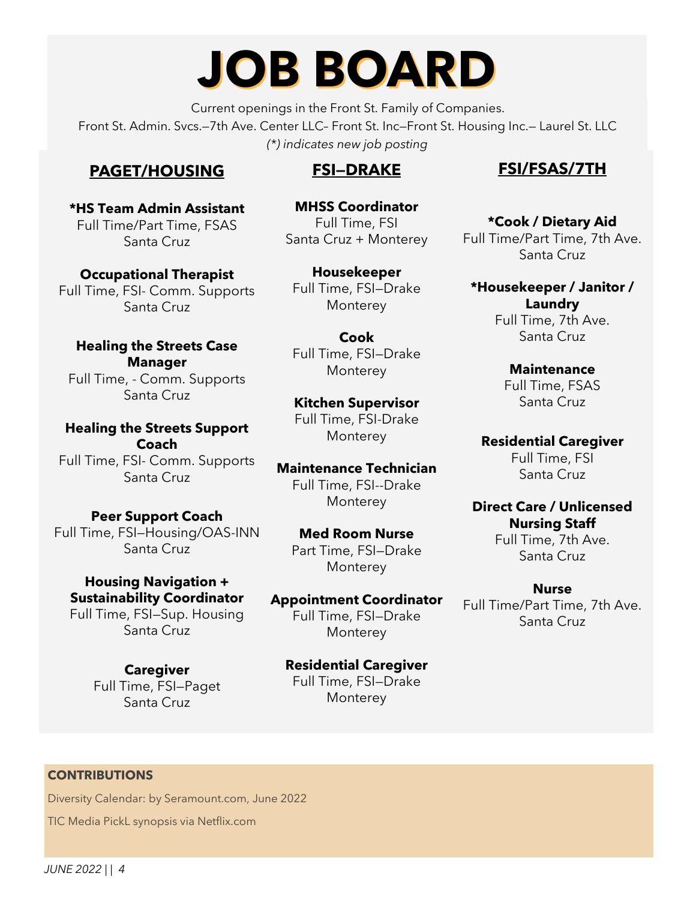# JOB BOARD

Current openings in the Front St. Family of Companies.

Front St. Admin. Svcs.—7th Ave. Center LLC- Front St. Inc—Front St. Housing Inc.— Laurel St. LLC

*(*) indicates new job posting*

## PAGET/HOUSING

**\*HS Team Admin Assistant**
Full Time/Part Time, FSAS
Santa Cruz

**Occupational Therapist**
Full Time, FSI- Comm. Supports
Santa Cruz

**Healing the Streets Case Manager**
Full Time, - Comm. Supports
Santa Cruz

**Healing the Streets Support Coach**
Full Time, FSI- Comm. Supports
Santa Cruz

**Peer Support Coach**
Full Time, FSI—Housing/OAS-INN
Santa Cruz

**Housing Navigation + Sustainability Coordinator**
Full Time, FSI—Sup. Housing
Santa Cruz

**Caregiver**
Full Time, FSI—Paget
Santa Cruz

## FSI—DRAKE

**MHSS Coordinator**
Full Time, FSI
Santa Cruz + Monterey

**Housekeeper**
Full Time, FSI—Drake
Monterey

**Cook**
Full Time, FSI—Drake
Monterey

**Kitchen Supervisor**
Full Time, FSI-Drake
Monterey

**Maintenance Technician**
Full Time, FSI--Drake
Monterey

**Med Room Nurse**
Part Time, FSI—Drake
Monterey

**Appointment Coordinator**
Full Time, FSI—Drake
Monterey

**Residential Caregiver**
Full Time, FSI—Drake
Monterey

## FSI/FSAS/7TH

**\*Cook / Dietary Aid**
Full Time/Part Time, 7th Ave.
Santa Cruz

**\*Housekeeper / Janitor / Laundry**
Full Time, 7th Ave.
Santa Cruz

**Maintenance**
Full Time, FSAS
Santa Cruz

**Residential Caregiver**
Full Time, FSI
Santa Cruz

**Direct Care / Unlicensed Nursing Staff**
Full Time, 7th Ave.
Santa Cruz

**Nurse**
Full Time/Part Time, 7th Ave.
Santa Cruz

**CONTRIBUTIONS**

Diversity Calendar: by Seramount.com, June 2022

TIC Media PickL synopsis via Netflix.com